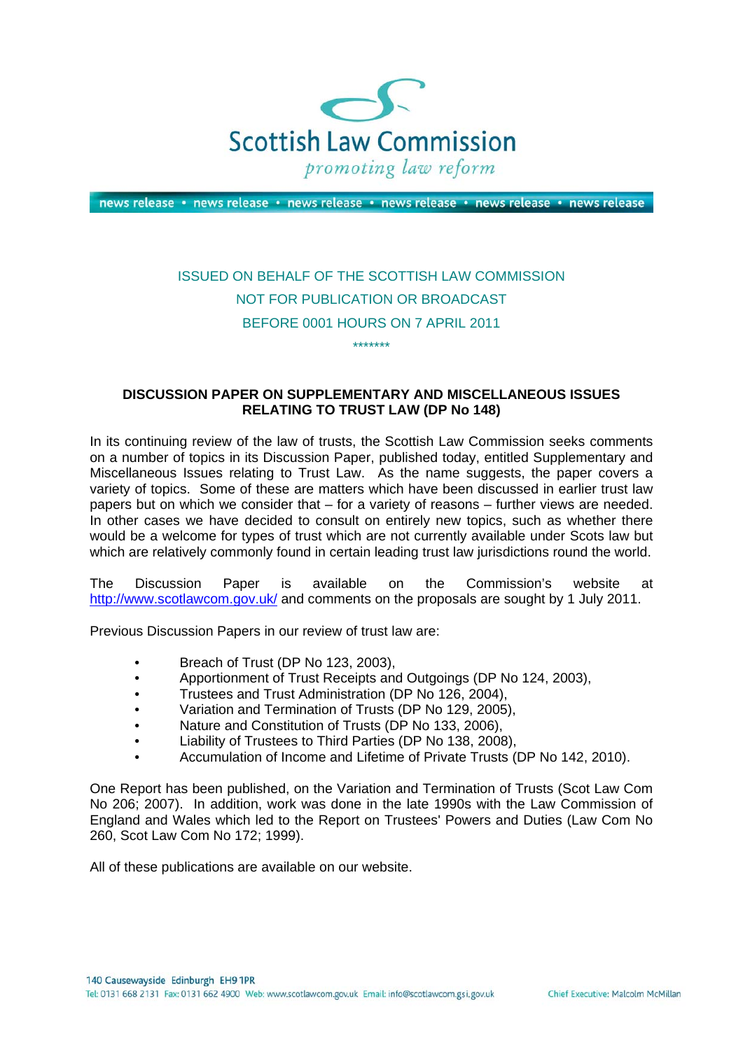Scottish Law Commission

*promoting law reform*

news release • news release • news release • news release • news release • news release

ISSUED ON BEHALF OF THE SCOTTISH LAW COMMISSION

NOT FOR PUBLICATION OR BROADCAST

BEFORE 0001 HOURS ON 7 APRIL 2011

*******

**DISCUSSION PAPER ON SUPPLEMENTARY AND MISCELLANEOUS ISSUES RELATING TO TRUST LAW (DP No 148)**

In its continuing review of the law of trusts, the Scottish Law Commission seeks comments on a number of topics in its Discussion Paper, published today, entitled Supplementary and Miscellaneous Issues relating to Trust Law. As the name suggests, the paper covers a variety of topics. Some of these are matters which have been discussed in earlier trust law papers but on which we consider that – for a variety of reasons – further views are needed. In other cases we have decided to consult on entirely new topics, such as whether there would be a welcome for types of trust which are not currently available under Scots law but which are relatively commonly found in certain leading trust law jurisdictions round the world.

The Discussion Paper is available on the Commission's website at http://www.scotlawcom.gov.uk/ and comments on the proposals are sought by 1 July 2011.

Previous Discussion Papers in our review of trust law are:

- Breach of Trust (DP No 123, 2003),
- Apportionment of Trust Receipts and Outgoings (DP No 124, 2003),
- Trustees and Trust Administration (DP No 126, 2004),
- Variation and Termination of Trusts (DP No 129, 2005),
- Nature and Constitution of Trusts (DP No 133, 2006),
- Liability of Trustees to Third Parties (DP No 138, 2008),
- Accumulation of Income and Lifetime of Private Trusts (DP No 142, 2010).

One Report has been published, on the Variation and Termination of Trusts (Scot Law Com No 206; 2007). In addition, work was done in the late 1990s with the Law Commission of England and Wales which led to the Report on Trustees' Powers and Duties (Law Com No 260, Scot Law Com No 172; 1999).

All of these publications are available on our website.

140 Causewayside Edinburgh EH9 1PR

Tel: 0131 668 2131 Fax: 0131 662 4900 Web: www.scotlawcom.gov.uk Email: info@scotlawcom.gsi.gov.uk

Chief Executive: Malcolm McMillan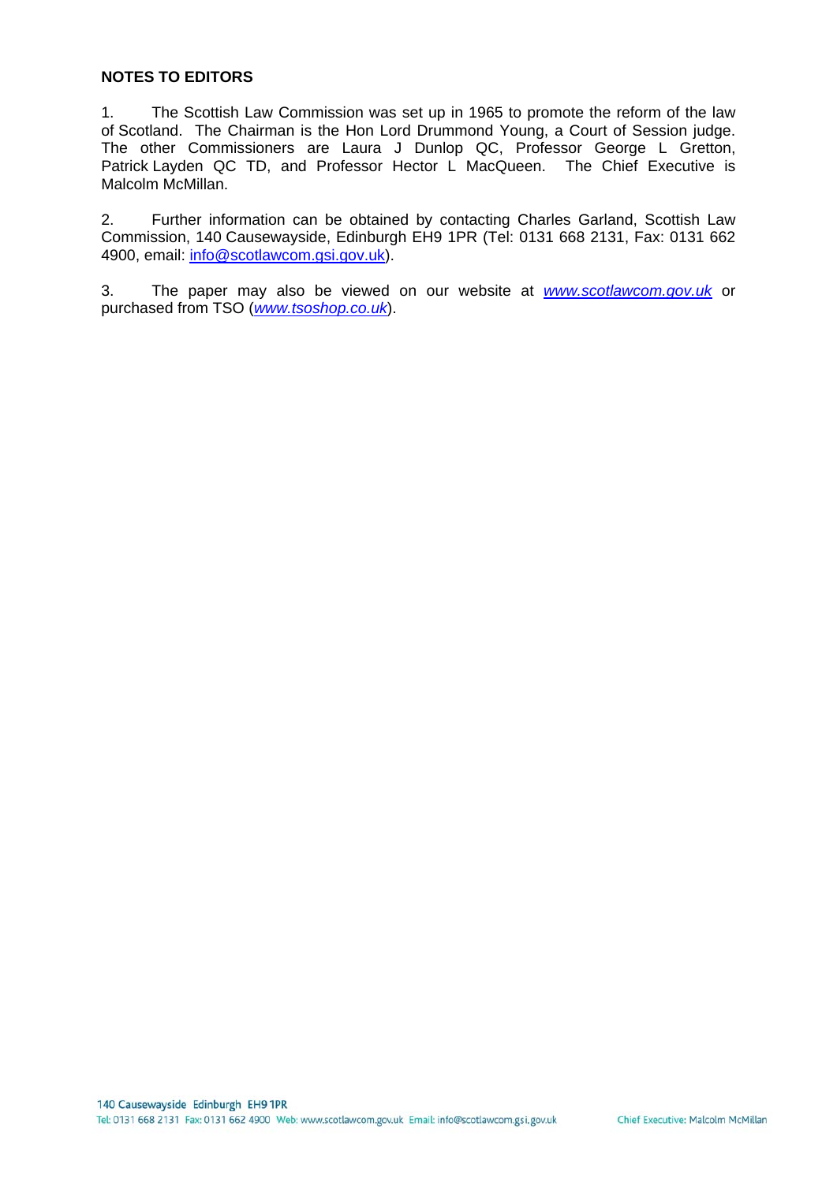**NOTES TO EDITORS**

1. The Scottish Law Commission was set up in 1965 to promote the reform of the law of Scotland. The Chairman is the Hon Lord Drummond Young, a Court of Session judge. The other Commissioners are Laura J Dunlop QC, Professor George L Gretton, Patrick Layden QC TD, and Professor Hector L MacQueen. The Chief Executive is Malcolm McMillan.

2. Further information can be obtained by contacting Charles Garland, Scottish Law Commission, 140 Causewayside, Edinburgh EH9 1PR (Tel: 0131 668 2131, Fax: 0131 662 4900, email: info@scotlawcom.gsi.gov.uk).

3. The paper may also be viewed on our website at *www.scotlawcom.gov.uk* or purchased from TSO (*www.tsoshop.co.uk*).